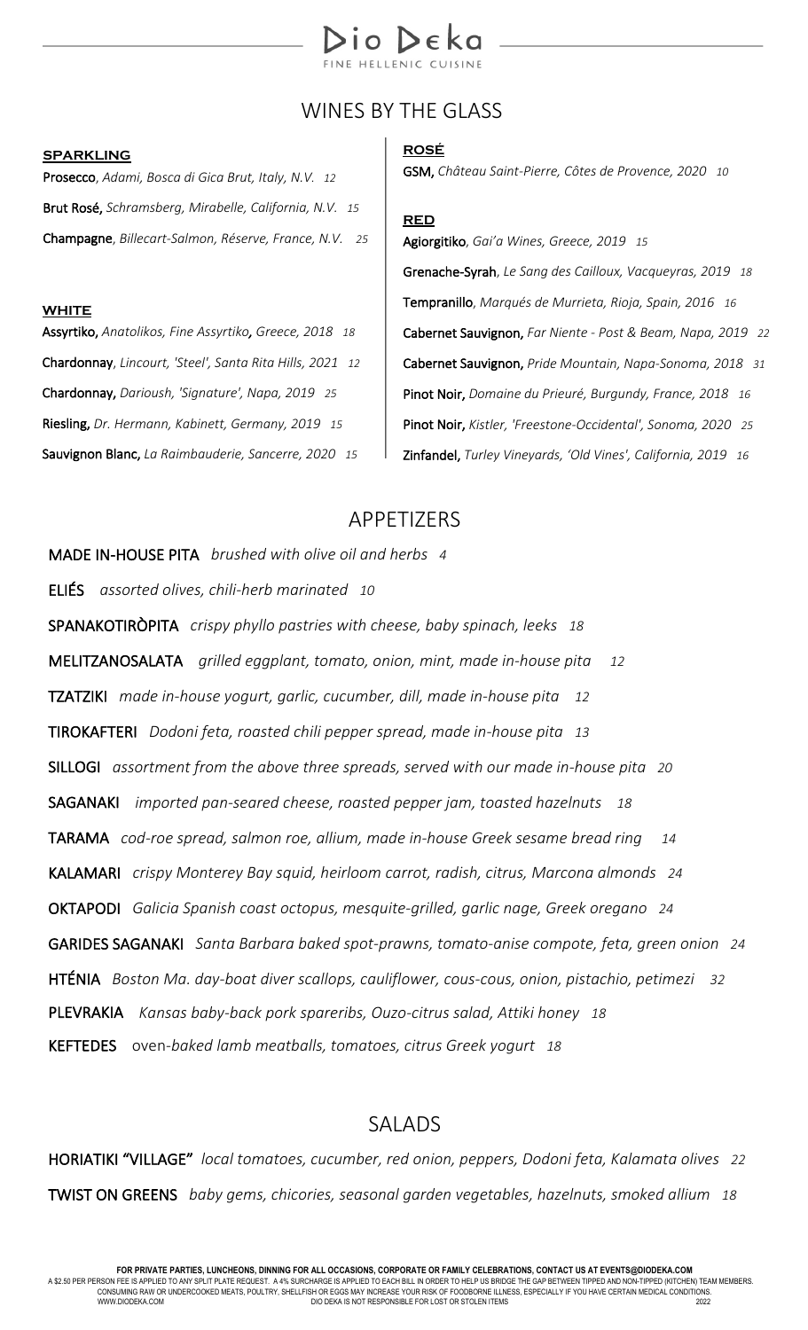# Dio Deka

FINE HELLENIC CUISINE

## WINES BY THE GLASS

### SPARKLING

**Prosecco**, *Adami, Bosca di Gica Brut, Italy, N.V.* *12*

**Brut Rosé,** *Schramsberg, Mirabelle, California, N.V.* *15*

**Champagne**, *Billecart-Salmon, Réserve, France, N.V.* *25*

### WHITE

**Assyrtiko,** *Anatolikos, Fine Assyrtiko, Greece, 2018* *18*

**Chardonnay**, *Lincourt, 'Steel', Santa Rita Hills, 2021* *12*

**Chardonnay,** *Darioush, 'Signature', Napa, 2019* *25*

**Riesling,** *Dr. Hermann, Kabinett, Germany, 2019* *15*

**Sauvignon Blanc,** *La Raimbauderie, Sancerre, 2020* *15*

### ROSÉ

**GSM,** *Château Saint-Pierre, Côtes de Provence, 2020* *10*

### RED

**Agiorgitiko**, *Gai'a Wines, Greece, 2019* *15*

**Grenache-Syrah**, *Le Sang des Cailloux, Vacqueyras, 2019* *18*

**Tempranillo**, *Marqués de Murrieta, Rioja, Spain, 2016* *16*

**Cabernet Sauvignon,** *Far Niente - Post & Beam, Napa, 2019* *22*

**Cabernet Sauvignon,** *Pride Mountain, Napa-Sonoma, 2018* *31*

**Pinot Noir,** *Domaine du Prieuré, Burgundy, France, 2018* *16*

**Pinot Noir,** *Kistler, 'Freestone-Occidental', Sonoma, 2020* *25*

**Zinfandel,** *Turley Vineyards, 'Old Vines', California, 2019* *16*

## APPETIZERS

**MADE IN-HOUSE PITA** *brushed with olive oil and herbs* *4*

**ELIÉS** *assorted olives, chili-herb marinated* *10*

**SPANAKOTIRÒPITA** *crispy phyllo pastries with cheese, baby spinach, leeks* *18*

**MELITZANOSALATA** *grilled eggplant, tomato, onion, mint, made in-house pita* *12*

**TZATZIKI** *made in-house yogurt, garlic, cucumber, dill, made in-house pita* *12*

**TIROKAFTERI** *Dodoni feta, roasted chili pepper spread, made in-house pita* *13*

**SILLOGI** *assortment from the above three spreads, served with our made in-house pita* *20*

**SAGANAKI** *imported pan-seared cheese, roasted pepper jam, toasted hazelnuts* *18*

**TARAMA** *cod-roe spread, salmon roe, allium, made in-house Greek sesame bread ring* *14*

**KALAMARI** *crispy Monterey Bay squid, heirloom carrot, radish, citrus, Marcona almonds* *24*

**OKTAPODI** *Galicia Spanish coast octopus, mesquite-grilled, garlic nage, Greek oregano* *24*

**GARIDES SAGANAKI** *Santa Barbara baked spot-prawns, tomato-anise compote, feta, green onion* *24*

**HTÉNIA** *Boston Ma. day-boat diver scallops, cauliflower, cous-cous, onion, pistachio, petimezi* *32*

**PLEVRAKIA** *Kansas baby-back pork spareribs, Ouzo-citrus salad, Attiki honey* *18*

**KEFTEDES** oven-*baked lamb meatballs, tomatoes, citrus Greek yogurt* *18*

## SALADS

**HORIATIKI "VILLAGE"** *local tomatoes, cucumber, red onion, peppers, Dodoni feta, Kalamata olives* *22*

**TWIST ON GREENS** *baby gems, chicories, seasonal garden vegetables, hazelnuts, smoked allium* *18*

**FOR PRIVATE PARTIES, LUNCHEONS, DINNING FOR ALL OCCASIONS, CORPORATE OR FAMILY CELEBRATIONS, CONTACT US AT EVENTS@DIODEKA.COM**

A $2.50 PER PERSON FEE IS APPLIED TO ANY SPLIT PLATE REQUEST. A 4% SURCHARGE IS APPLIED TO EACH BILL IN ORDER TO HELP US BRIDGE THE GAP BETWEEN TIPPED AND NON-TIPPED (KITCHEN) TEAM MEMBERS. CONSUMING RAW OR UNDERCOOKED MEATS, POULTRY, SHELLFISH OR EGGS MAY INCREASE YOUR RISK OF FOODBORNE ILLNESS, ESPECIALLY IF YOU HAVE CERTAIN MEDICAL CONDITIONS.

WWW.DIODEKA.COM DIO DEKA IS NOT RESPONSIBLE FOR LOST OR STOLEN ITEMS 2022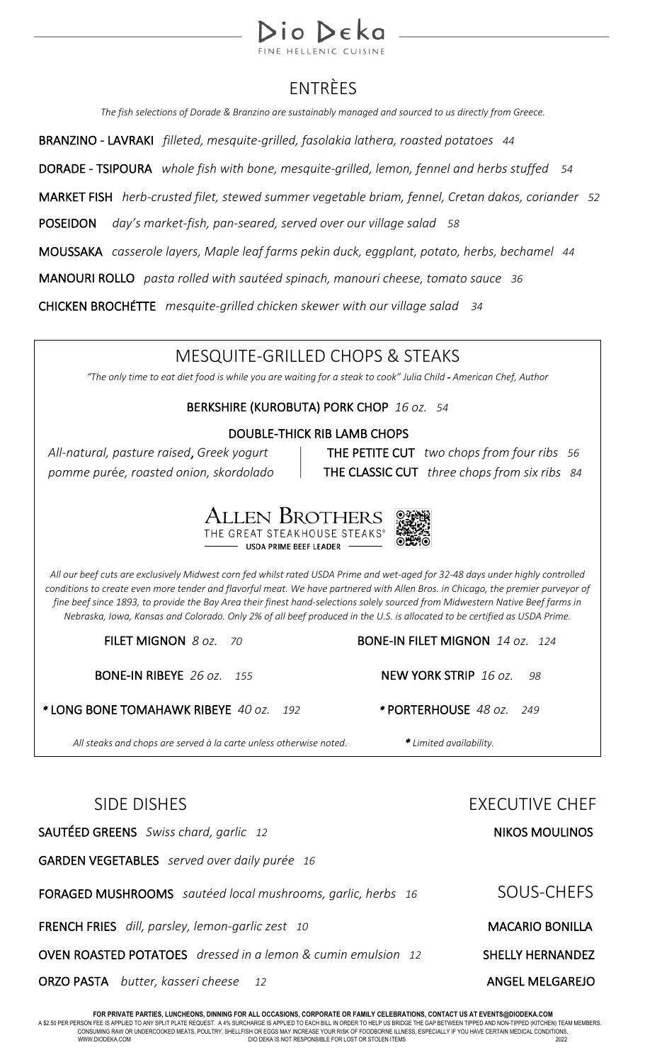# Dio Deka

FINE HELLENIC CUISINE

## ENTRÈES

*The fish selections of Dorade & Branzino are sustainably managed and sourced to us directly from Greece.*

**BRANZINO - LAVRAKI** *filleted, mesquite-grilled, fasolakia lathera, roasted potatoes 44*

**DORADE - TSIPOURA** *whole fish with bone, mesquite-grilled, lemon, fennel and herbs stuffed 54*

**MARKET FISH** *herb-crusted filet, stewed summer vegetable briam, fennel, Cretan dakos, coriander 52*

**POSEIDON** *day's market-fish, pan-seared, served over our village salad 58*

**MOUSSAKA** *casserole layers, Maple leaf farms pekin duck, eggplant, potato, herbs, bechamel 44*

**MANOURI ROLLO** *pasta rolled with sautéed spinach, manouri cheese, tomato sauce 36*

**CHICKEN BROCHÉTTE** *mesquite-grilled chicken skewer with our village salad 34*

## MESQUITE-GRILLED CHOPS & STEAKS

*"The only time to eat diet food is while you are waiting for a steak to cook" Julia Child - American Chef, Author*

**BERKSHIRE (KUROBUTA) PORK CHOP** *16 oz. 54*

**DOUBLE-THICK RIB LAMB CHOPS**

*All-natural, pasture raised, Greek yogurt pomme purée, roasted onion, skordolado*

**THE PETITE CUT** *two chops from four ribs 56*

**THE CLASSIC CUT** *three chops from six ribs 84*

ALLEN BROTHERS
THE GREAT STEAKHOUSE STEAKS®
USDA PRIME BEEF LEADER

*All our beef cuts are exclusively Midwest corn fed whilst rated USDA Prime and wet-aged for 32-48 days under highly controlled conditions to create even more tender and flavorful meat. We have partnered with Allen Bros. in Chicago, the premier purveyor of fine beef since 1893, to provide the Bay Area their finest hand-selections solely sourced from Midwestern Native Beef farms in Nebraska, Iowa, Kansas and Colorado. Only 2% of all beef produced in the U.S. is allocated to be certified as USDA Prime.*

**FILET MIGNON** *8 oz. 70*

**BONE-IN FILET MIGNON** *14 oz. 124*

**BONE-IN RIBEYE** *26 oz. 155*

**NEW YORK STRIP** *16 oz. 98*

**\* LONG BONE TOMAHAWK RIBEYE** *40 oz. 192*

**\* PORTERHOUSE** *48 oz. 249*

*All steaks and chops are served à la carte unless otherwise noted.*

*\* Limited availability.*

## SIDE DISHES

**SAUTÉED GREENS** *Swiss chard, garlic 12*

**GARDEN VEGETABLES** *served over daily purée 16*

**FORAGED MUSHROOMS** *sautéed local mushrooms, garlic, herbs 16*

**FRENCH FRIES** *dill, parsley, lemon-garlic zest 10*

**OVEN ROASTED POTATOES** *dressed in a lemon & cumin emulsion 12*

**ORZO PASTA** *butter, kasseri cheese 12*

## EXECUTIVE CHEF

**NIKOS MOULINOS**

## SOUS-CHEFS

**MACARIO BONILLA**

**SHELLY HERNANDEZ**

**ANGEL MELGAREJO**

**FOR PRIVATE PARTIES, LUNCHEONS, DINNING FOR ALL OCCASIONS, CORPORATE OR FAMILY CELEBRATIONS, CONTACT US AT EVENTS@DIODEKA.COM**

A $2.50 PER PERSON FEE IS APPLIED TO ANY SPLIT PLATE REQUEST. A 4% SURCHARGE IS APPLIED TO EACH BILL IN ORDER TO HELP US BRIDGE THE GAP BETWEEN TIPPED AND NON-TIPPED (KITCHEN) TEAM MEMBERS. CONSUMING RAW OR UNDERCOOKED MEATS, POULTRY, SHELLFISH OR EGGS MAY INCREASE YOUR RISK OF FOODBORNE ILLNESS, ESPECIALLY IF YOU HAVE CERTAIN MEDICAL CONDITIONS.

WWW.DIODEKA.COM DIO DEKA IS NOT RESPONSIBLE FOR LOST OR STOLEN ITEMS 2022